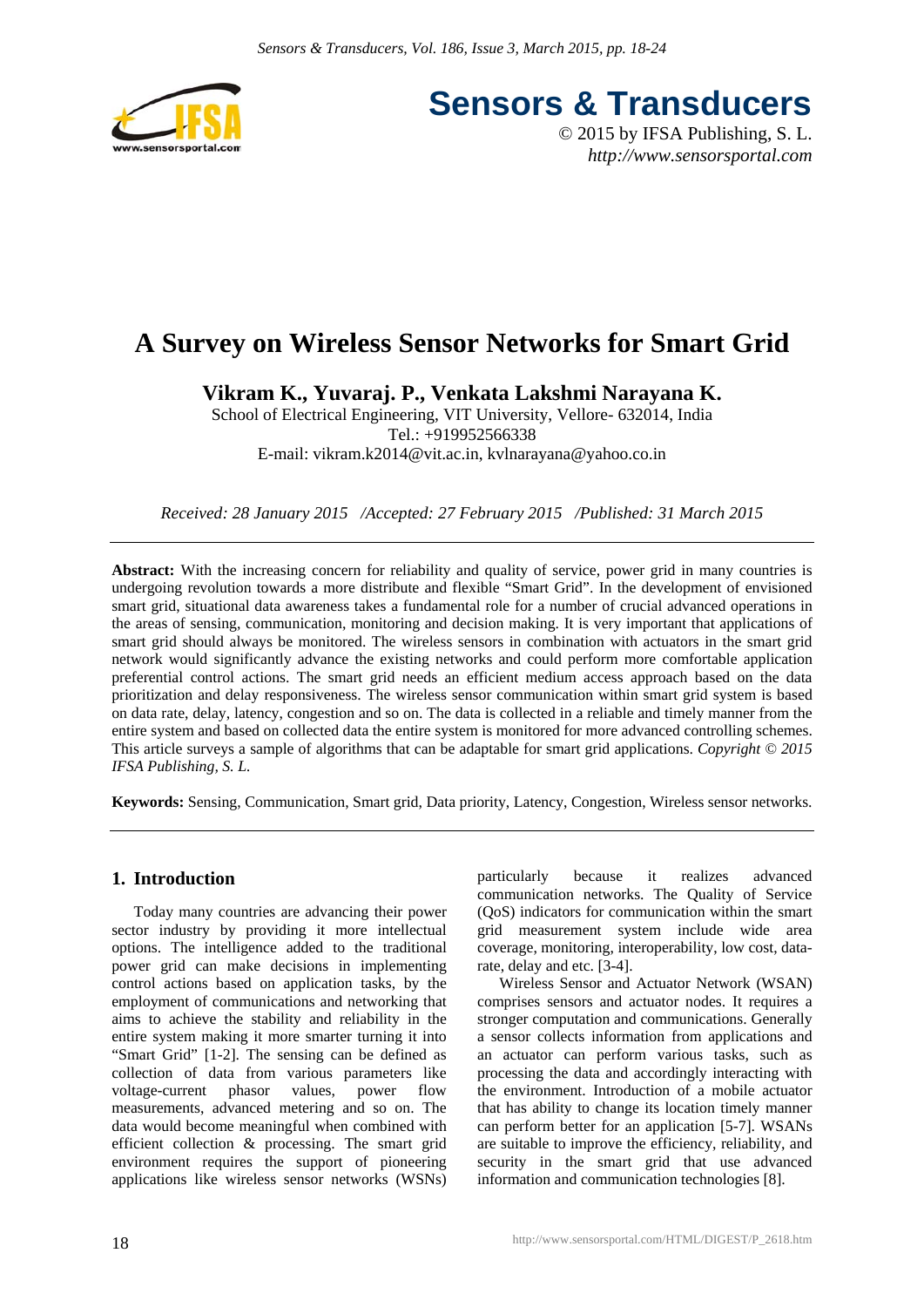# A Survey on Wireless Sensor Networks for Smart Grid

**Vikram K., Yuvaraj. P., Venkata Lakshmi Narayana K.**

School of Electrical Engineering, VIT University, Vellore- 632014, India
Tel.: +919952566338
E-mail: vikram.k2014@vit.ac.in, kvlnarayana@yahoo.co.in

*Received: 28 January 2015 /Accepted: 27 February 2015 /Published: 31 March 2015*

**Abstract:** With the increasing concern for reliability and quality of service, power grid in many countries is undergoing revolution towards a more distribute and flexible "Smart Grid". In the development of envisioned smart grid, situational data awareness takes a fundamental role for a number of crucial advanced operations in the areas of sensing, communication, monitoring and decision making. It is very important that applications of smart grid should always be monitored. The wireless sensors in combination with actuators in the smart grid network would significantly advance the existing networks and could perform more comfortable application preferential control actions. The smart grid needs an efficient medium access approach based on the data prioritization and delay responsiveness. The wireless sensor communication within smart grid system is based on data rate, delay, latency, congestion and so on. The data is collected in a reliable and timely manner from the entire system and based on collected data the entire system is monitored for more advanced controlling schemes. This article surveys a sample of algorithms that can be adaptable for smart grid applications. *Copyright © 2015 IFSA Publishing, S. L.*

**Keywords:** Sensing, Communication, Smart grid, Data priority, Latency, Congestion, Wireless sensor networks.

## 1. Introduction

Today many countries are advancing their power sector industry by providing it more intellectual options. The intelligence added to the traditional power grid can make decisions in implementing control actions based on application tasks, by the employment of communications and networking that aims to achieve the stability and reliability in the entire system making it more smarter turning it into "Smart Grid" [1-2]. The sensing can be defined as collection of data from various parameters like voltage-current phasor values, power flow measurements, advanced metering and so on. The data would become meaningful when combined with efficient collection & processing. The smart grid environment requires the support of pioneering applications like wireless sensor networks (WSNs) particularly because it realizes advanced communication networks. The Quality of Service (QoS) indicators for communication within the smart grid measurement system include wide area coverage, monitoring, interoperability, low cost, data-rate, delay and etc. [3-4].

Wireless Sensor and Actuator Network (WSAN) comprises sensors and actuator nodes. It requires a stronger computation and communications. Generally a sensor collects information from applications and an actuator can perform various tasks, such as processing the data and accordingly interacting with the environment. Introduction of a mobile actuator that has ability to change its location timely manner can perform better for an application [5-7]. WSANs are suitable to improve the efficiency, reliability, and security in the smart grid that use advanced information and communication technologies [8].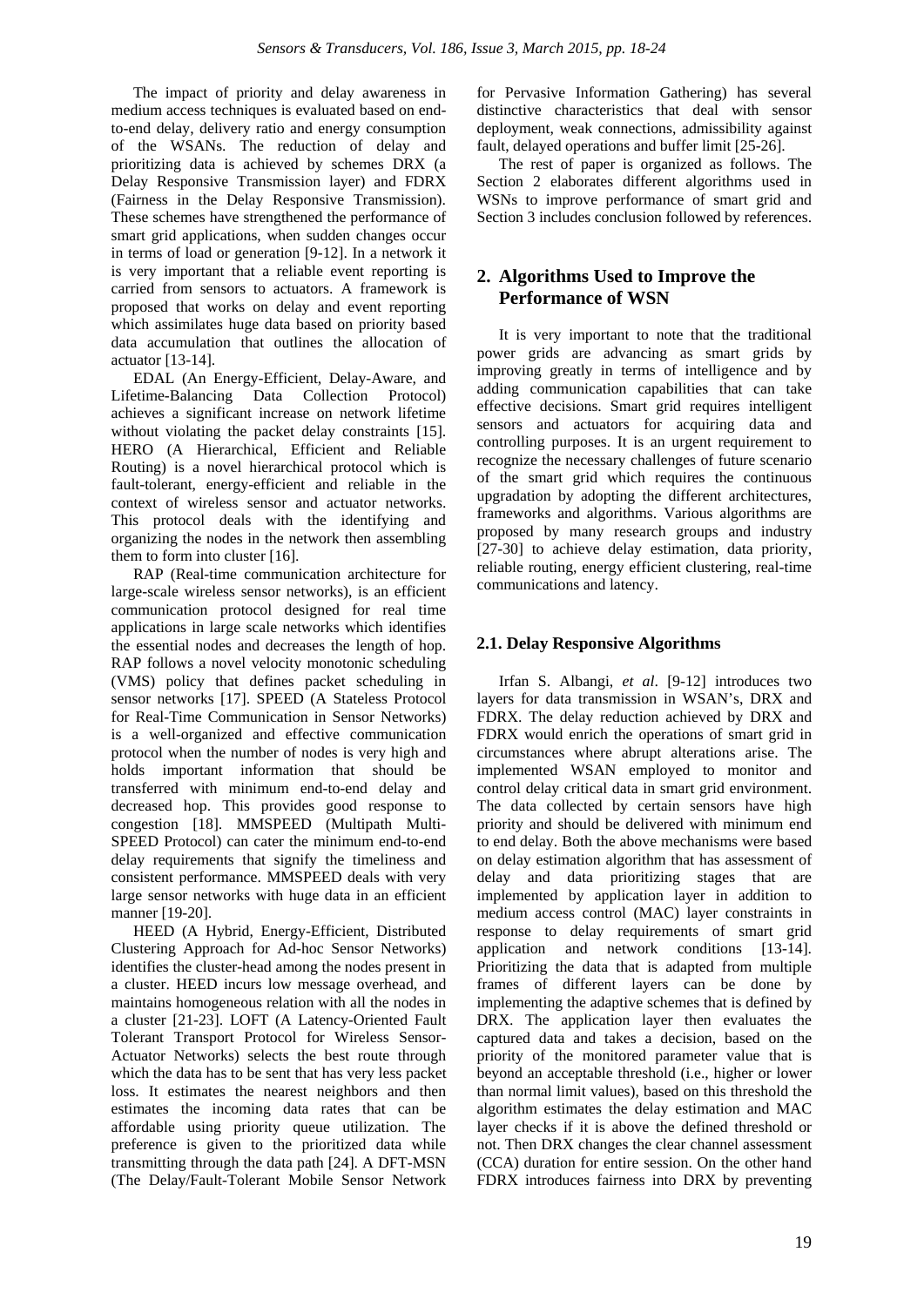The impact of priority and delay awareness in medium access techniques is evaluated based on end-to-end delay, delivery ratio and energy consumption of the WSANs. The reduction of delay and prioritizing data is achieved by schemes DRX (a Delay Responsive Transmission layer) and FDRX (Fairness in the Delay Responsive Transmission). These schemes have strengthened the performance of smart grid applications, when sudden changes occur in terms of load or generation [9-12]. In a network it is very important that a reliable event reporting is carried from sensors to actuators. A framework is proposed that works on delay and event reporting which assimilates huge data based on priority based data accumulation that outlines the allocation of actuator [13-14].

EDAL (An Energy-Efficient, Delay-Aware, and Lifetime-Balancing Data Collection Protocol) achieves a significant increase on network lifetime without violating the packet delay constraints [15]. HERO (A Hierarchical, Efficient and Reliable Routing) is a novel hierarchical protocol which is fault-tolerant, energy-efficient and reliable in the context of wireless sensor and actuator networks. This protocol deals with the identifying and organizing the nodes in the network then assembling them to form into cluster [16].

RAP (Real-time communication architecture for large-scale wireless sensor networks), is an efficient communication protocol designed for real time applications in large scale networks which identifies the essential nodes and decreases the length of hop. RAP follows a novel velocity monotonic scheduling (VMS) policy that defines packet scheduling in sensor networks [17]. SPEED (A Stateless Protocol for Real-Time Communication in Sensor Networks) is a well-organized and effective communication protocol when the number of nodes is very high and holds important information that should be transferred with minimum end-to-end delay and decreased hop. This provides good response to congestion [18]. MMSPEED (Multipath Multi-SPEED Protocol) can cater the minimum end-to-end delay requirements that signify the timeliness and consistent performance. MMSPEED deals with very large sensor networks with huge data in an efficient manner [19-20].

HEED (A Hybrid, Energy-Efficient, Distributed Clustering Approach for Ad-hoc Sensor Networks) identifies the cluster-head among the nodes present in a cluster. HEED incurs low message overhead, and maintains homogeneous relation with all the nodes in a cluster [21-23]. LOFT (A Latency-Oriented Fault Tolerant Transport Protocol for Wireless Sensor-Actuator Networks) selects the best route through which the data has to be sent that has very less packet loss. It estimates the nearest neighbors and then estimates the incoming data rates that can be affordable using priority queue utilization. The preference is given to the prioritized data while transmitting through the data path [24]. A DFT-MSN (The Delay/Fault-Tolerant Mobile Sensor Network for Pervasive Information Gathering) has several distinctive characteristics that deal with sensor deployment, weak connections, admissibility against fault, delayed operations and buffer limit [25-26].

The rest of paper is organized as follows. The Section 2 elaborates different algorithms used in WSNs to improve performance of smart grid and Section 3 includes conclusion followed by references.

## 2. Algorithms Used to Improve the Performance of WSN

It is very important to note that the traditional power grids are advancing as smart grids by improving greatly in terms of intelligence and by adding communication capabilities that can take effective decisions. Smart grid requires intelligent sensors and actuators for acquiring data and controlling purposes. It is an urgent requirement to recognize the necessary challenges of future scenario of the smart grid which requires the continuous upgradation by adopting the different architectures, frameworks and algorithms. Various algorithms are proposed by many research groups and industry [27-30] to achieve delay estimation, data priority, reliable routing, energy efficient clustering, real-time communications and latency.

### 2.1. Delay Responsive Algorithms

Irfan S. Albangi, *et al*. [9-12] introduces two layers for data transmission in WSAN's, DRX and FDRX. The delay reduction achieved by DRX and FDRX would enrich the operations of smart grid in circumstances where abrupt alterations arise. The implemented WSAN employed to monitor and control delay critical data in smart grid environment. The data collected by certain sensors have high priority and should be delivered with minimum end to end delay. Both the above mechanisms were based on delay estimation algorithm that has assessment of delay and data prioritizing stages that are implemented by application layer in addition to medium access control (MAC) layer constraints in response to delay requirements of smart grid application and network conditions [13-14]. Prioritizing the data that is adapted from multiple frames of different layers can be done by implementing the adaptive schemes that is defined by DRX. The application layer then evaluates the captured data and takes a decision, based on the priority of the monitored parameter value that is beyond an acceptable threshold (i.e., higher or lower than normal limit values), based on this threshold the algorithm estimates the delay estimation and MAC layer checks if it is above the defined threshold or not. Then DRX changes the clear channel assessment (CCA) duration for entire session. On the other hand FDRX introduces fairness into DRX by preventing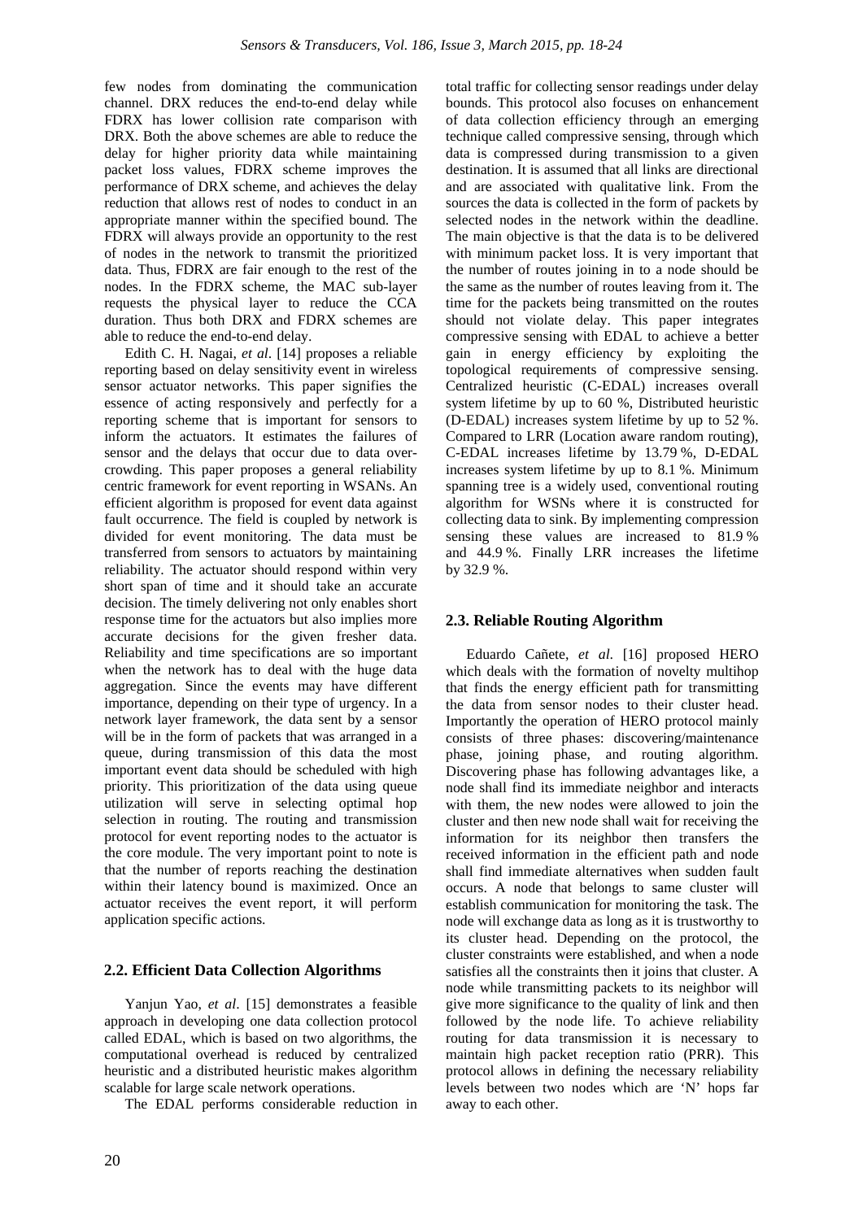few nodes from dominating the communication channel. DRX reduces the end-to-end delay while FDRX has lower collision rate comparison with DRX. Both the above schemes are able to reduce the delay for higher priority data while maintaining packet loss values, FDRX scheme improves the performance of DRX scheme, and achieves the delay reduction that allows rest of nodes to conduct in an appropriate manner within the specified bound. The FDRX will always provide an opportunity to the rest of nodes in the network to transmit the prioritized data. Thus, FDRX are fair enough to the rest of the nodes. In the FDRX scheme, the MAC sub-layer requests the physical layer to reduce the CCA duration. Thus both DRX and FDRX schemes are able to reduce the end-to-end delay.

Edith C. H. Nagai, *et al*. [14] proposes a reliable reporting based on delay sensitivity event in wireless sensor actuator networks. This paper signifies the essence of acting responsively and perfectly for a reporting scheme that is important for sensors to inform the actuators. It estimates the failures of sensor and the delays that occur due to data over-crowding. This paper proposes a general reliability centric framework for event reporting in WSANs. An efficient algorithm is proposed for event data against fault occurrence. The field is coupled by network is divided for event monitoring. The data must be transferred from sensors to actuators by maintaining reliability. The actuator should respond within very short span of time and it should take an accurate decision. The timely delivering not only enables short response time for the actuators but also implies more accurate decisions for the given fresher data. Reliability and time specifications are so important when the network has to deal with the huge data aggregation. Since the events may have different importance, depending on their type of urgency. In a network layer framework, the data sent by a sensor will be in the form of packets that was arranged in a queue, during transmission of this data the most important event data should be scheduled with high priority. This prioritization of the data using queue utilization will serve in selecting optimal hop selection in routing. The routing and transmission protocol for event reporting nodes to the actuator is the core module. The very important point to note is that the number of reports reaching the destination within their latency bound is maximized. Once an actuator receives the event report, it will perform application specific actions.

## 2.2. Efficient Data Collection Algorithms

Yanjun Yao, *et al*. [15] demonstrates a feasible approach in developing one data collection protocol called EDAL, which is based on two algorithms, the computational overhead is reduced by centralized heuristic and a distributed heuristic makes algorithm scalable for large scale network operations.

The EDAL performs considerable reduction in total traffic for collecting sensor readings under delay bounds. This protocol also focuses on enhancement of data collection efficiency through an emerging technique called compressive sensing, through which data is compressed during transmission to a given destination. It is assumed that all links are directional and are associated with qualitative link. From the sources the data is collected in the form of packets by selected nodes in the network within the deadline. The main objective is that the data is to be delivered with minimum packet loss. It is very important that the number of routes joining in to a node should be the same as the number of routes leaving from it. The time for the packets being transmitted on the routes should not violate delay. This paper integrates compressive sensing with EDAL to achieve a better gain in energy efficiency by exploiting the topological requirements of compressive sensing. Centralized heuristic (C-EDAL) increases overall system lifetime by up to 60 %, Distributed heuristic (D-EDAL) increases system lifetime by up to 52 %. Compared to LRR (Location aware random routing), C-EDAL increases lifetime by 13.79 %, D-EDAL increases system lifetime by up to 8.1 %. Minimum spanning tree is a widely used, conventional routing algorithm for WSNs where it is constructed for collecting data to sink. By implementing compression sensing these values are increased to 81.9 % and 44.9 %. Finally LRR increases the lifetime by 32.9 %.

## 2.3. Reliable Routing Algorithm

Eduardo Cañete, *et al*. [16] proposed HERO which deals with the formation of novelty multihop that finds the energy efficient path for transmitting the data from sensor nodes to their cluster head. Importantly the operation of HERO protocol mainly consists of three phases: discovering/maintenance phase, joining phase, and routing algorithm. Discovering phase has following advantages like, a node shall find its immediate neighbor and interacts with them, the new nodes were allowed to join the cluster and then new node shall wait for receiving the information for its neighbor then transfers the received information in the efficient path and node shall find immediate alternatives when sudden fault occurs. A node that belongs to same cluster will establish communication for monitoring the task. The node will exchange data as long as it is trustworthy to its cluster head. Depending on the protocol, the cluster constraints were established, and when a node satisfies all the constraints then it joins that cluster. A node while transmitting packets to its neighbor will give more significance to the quality of link and then followed by the node life. To achieve reliability routing for data transmission it is necessary to maintain high packet reception ratio (PRR). This protocol allows in defining the necessary reliability levels between two nodes which are 'N' hops far away to each other.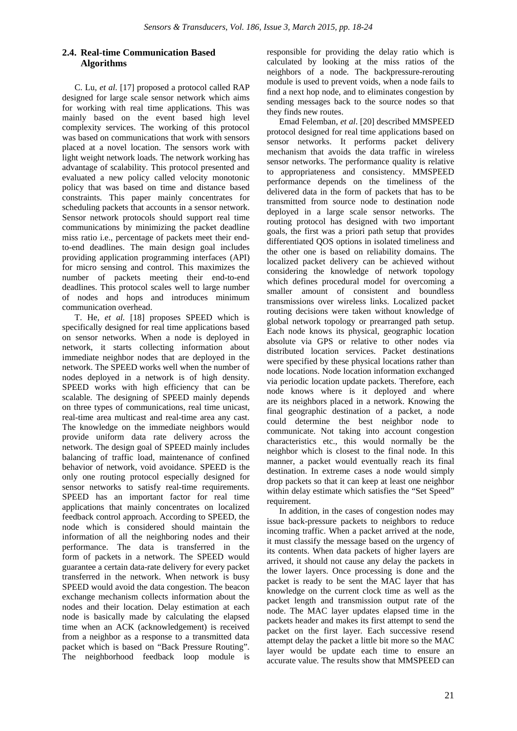### 2.4. Real-time Communication Based Algorithms

C. Lu, *et al*. [17] proposed a protocol called RAP designed for large scale sensor network which aims for working with real time applications. This was mainly based on the event based high level complexity services. The working of this protocol was based on communications that work with sensors placed at a novel location. The sensors work with light weight network loads. The network working has advantage of scalability. This protocol presented and evaluated a new policy called velocity monotonic policy that was based on time and distance based constraints. This paper mainly concentrates for scheduling packets that accounts in a sensor network. Sensor network protocols should support real time communications by minimizing the packet deadline miss ratio i.e., percentage of packets meet their end-to-end deadlines. The main design goal includes providing application programming interfaces (API) for micro sensing and control. This maximizes the number of packets meeting their end-to-end deadlines. This protocol scales well to large number of nodes and hops and introduces minimum communication overhead.

T. He, *et al.* [18] proposes SPEED which is specifically designed for real time applications based on sensor networks. When a node is deployed in network, it starts collecting information about immediate neighbor nodes that are deployed in the network. The SPEED works well when the number of nodes deployed in a network is of high density. SPEED works with high efficiency that can be scalable. The designing of SPEED mainly depends on three types of communications, real time unicast, real-time area multicast and real-time area any cast. The knowledge on the immediate neighbors would provide uniform data rate delivery across the network. The design goal of SPEED mainly includes balancing of traffic load, maintenance of confined behavior of network, void avoidance. SPEED is the only one routing protocol especially designed for sensor networks to satisfy real-time requirements. SPEED has an important factor for real time applications that mainly concentrates on localized feedback control approach. According to SPEED, the node which is considered should maintain the information of all the neighboring nodes and their performance. The data is transferred in the form of packets in a network. The SPEED would guarantee a certain data-rate delivery for every packet transferred in the network. When network is busy SPEED would avoid the data congestion. The beacon exchange mechanism collects information about the nodes and their location. Delay estimation at each node is basically made by calculating the elapsed time when an ACK (acknowledgement) is received from a neighbor as a response to a transmitted data packet which is based on "Back Pressure Routing". The neighborhood feedback loop module is responsible for providing the delay ratio which is calculated by looking at the miss ratios of the neighbors of a node. The backpressure-rerouting module is used to prevent voids, when a node fails to find a next hop node, and to eliminates congestion by sending messages back to the source nodes so that they finds new routes.

Emad Felemban, *et al*. [20] described MMSPEED protocol designed for real time applications based on sensor networks. It performs packet delivery mechanism that avoids the data traffic in wireless sensor networks. The performance quality is relative to appropriateness and consistency. MMSPEED performance depends on the timeliness of the delivered data in the form of packets that has to be transmitted from source node to destination node deployed in a large scale sensor networks. The routing protocol has designed with two important goals, the first was a priori path setup that provides differentiated QOS options in isolated timeliness and the other one is based on reliability domains. The localized packet delivery can be achieved without considering the knowledge of network topology which defines procedural model for overcoming a smaller amount of consistent and boundless transmissions over wireless links. Localized packet routing decisions were taken without knowledge of global network topology or prearranged path setup. Each node knows its physical, geographic location absolute via GPS or relative to other nodes via distributed location services. Packet destinations were specified by these physical locations rather than node locations. Node location information exchanged via periodic location update packets. Therefore, each node knows where is it deployed and where are its neighbors placed in a network. Knowing the final geographic destination of a packet, a node could determine the best neighbor node to communicate. Not taking into account congestion characteristics etc., this would normally be the neighbor which is closest to the final node. In this manner, a packet would eventually reach its final destination. In extreme cases a node would simply drop packets so that it can keep at least one neighbor within delay estimate which satisfies the "Set Speed" requirement.

In addition, in the cases of congestion nodes may issue back-pressure packets to neighbors to reduce incoming traffic. When a packet arrived at the node, it must classify the message based on the urgency of its contents. When data packets of higher layers are arrived, it should not cause any delay the packets in the lower layers. Once processing is done and the packet is ready to be sent the MAC layer that has knowledge on the current clock time as well as the packet length and transmission output rate of the node. The MAC layer updates elapsed time in the packets header and makes its first attempt to send the packet on the first layer. Each successive resend attempt delay the packet a little bit more so the MAC layer would be update each time to ensure an accurate value. The results show that MMSPEED can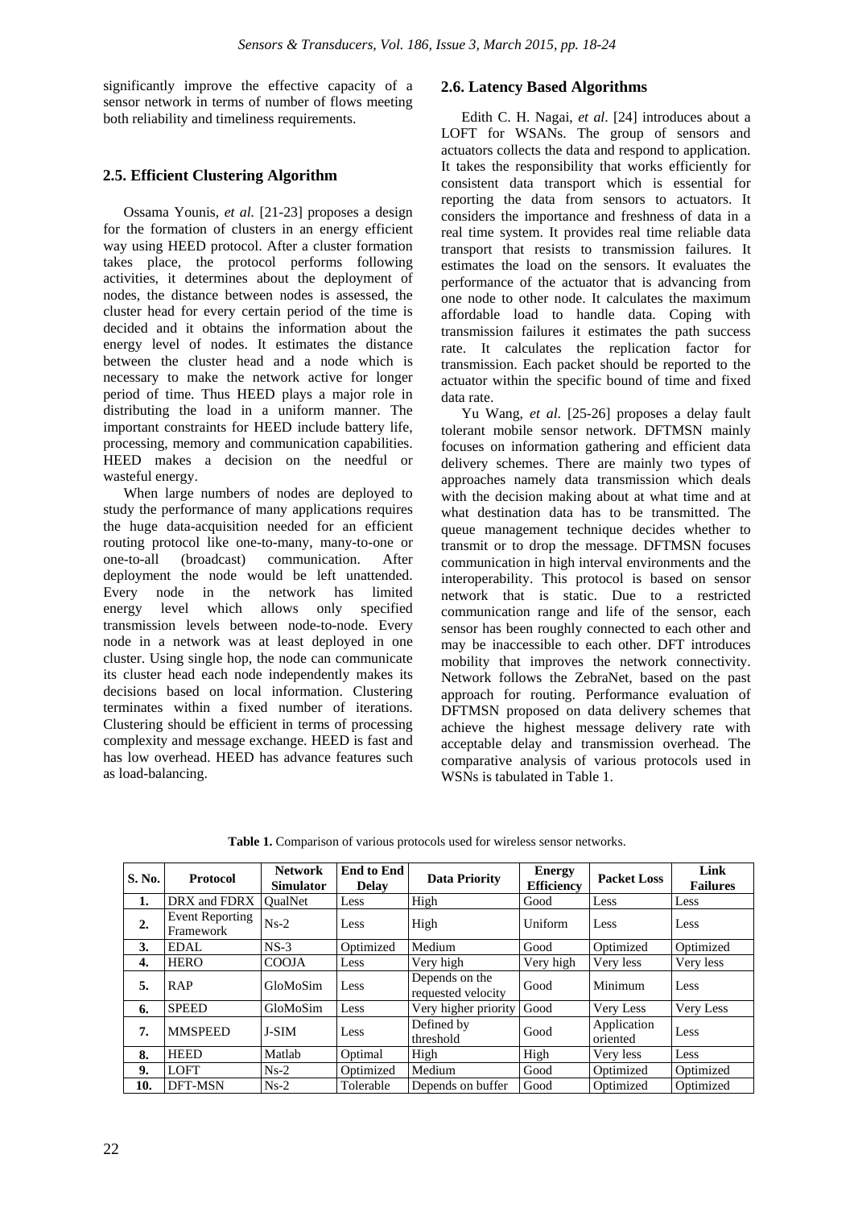significantly improve the effective capacity of a sensor network in terms of number of flows meeting both reliability and timeliness requirements.

### 2.5. Efficient Clustering Algorithm

Ossama Younis, *et al.* [21-23] proposes a design for the formation of clusters in an energy efficient way using HEED protocol. After a cluster formation takes place, the protocol performs following activities, it determines about the deployment of nodes, the distance between nodes is assessed, the cluster head for every certain period of the time is decided and it obtains the information about the energy level of nodes. It estimates the distance between the cluster head and a node which is necessary to make the network active for longer period of time. Thus HEED plays a major role in distributing the load in a uniform manner. The important constraints for HEED include battery life, processing, memory and communication capabilities. HEED makes a decision on the needful or wasteful energy.

When large numbers of nodes are deployed to study the performance of many applications requires the huge data-acquisition needed for an efficient routing protocol like one-to-many, many-to-one or one-to-all (broadcast) communication. After deployment the node would be left unattended. Every node in the network has limited energy level which allows only specified transmission levels between node-to-node. Every node in a network was at least deployed in one cluster. Using single hop, the node can communicate its cluster head each node independently makes its decisions based on local information. Clustering terminates within a fixed number of iterations. Clustering should be efficient in terms of processing complexity and message exchange. HEED is fast and has low overhead. HEED has advance features such as load-balancing.

### 2.6. Latency Based Algorithms

Edith C. H. Nagai, *et al*. [24] introduces about a LOFT for WSANs. The group of sensors and actuators collects the data and respond to application. It takes the responsibility that works efficiently for consistent data transport which is essential for reporting the data from sensors to actuators. It considers the importance and freshness of data in a real time system. It provides real time reliable data transport that resists to transmission failures. It estimates the load on the sensors. It evaluates the performance of the actuator that is advancing from one node to other node. It calculates the maximum affordable load to handle data. Coping with transmission failures it estimates the path success rate. It calculates the replication factor for transmission. Each packet should be reported to the actuator within the specific bound of time and fixed data rate.

Yu Wang, *et al*. [25-26] proposes a delay fault tolerant mobile sensor network. DFTMSN mainly focuses on information gathering and efficient data delivery schemes. There are mainly two types of approaches namely data transmission which deals with the decision making about at what time and at what destination data has to be transmitted. The queue management technique decides whether to transmit or to drop the message. DFTMSN focuses communication in high interval environments and the interoperability. This protocol is based on sensor network that is static. Due to a restricted communication range and life of the sensor, each sensor has been roughly connected to each other and may be inaccessible to each other. DFT introduces mobility that improves the network connectivity. Network follows the ZebraNet, based on the past approach for routing. Performance evaluation of DFTMSN proposed on data delivery schemes that achieve the highest message delivery rate with acceptable delay and transmission overhead. The comparative analysis of various protocols used in WSNs is tabulated in Table 1.

**Table 1.** Comparison of various protocols used for wireless sensor networks.

| S. No. | Protocol | Network Simulator | End to End Delay | Data Priority | Energy Efficiency | Packet Loss | Link Failures |
|---|---|---|---|---|---|---|---|
| 1. | DRX and FDRX | QualNet | Less | High | Good | Less | Less |
| 2. | Event Reporting Framework | Ns-2 | Less | High | Uniform | Less | Less |
| 3. | EDAL | NS-3 | Optimized | Medium | Good | Optimized | Optimized |
| 4. | HERO | COOJA | Less | Very high | Very high | Very less | Very less |
| 5. | RAP | GloMoSim | Less | Depends on the requested velocity | Good | Minimum | Less |
| 6. | SPEED | GloMoSim | Less | Very higher priority | Good | Very Less | Very Less |
| 7. | MMSPEED | J-SIM | Less | Defined by threshold | Good | Application oriented | Less |
| 8. | HEED | Matlab | Optimal | High | High | Very less | Less |
| 9. | LOFT | Ns-2 | Optimized | Medium | Good | Optimized | Optimized |
| 10. | DFT-MSN | Ns-2 | Tolerable | Depends on buffer | Good | Optimized | Optimized |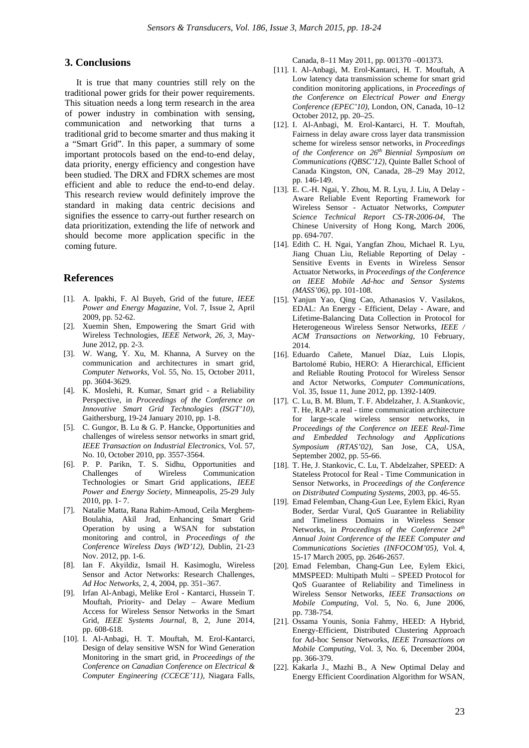## 3. Conclusions

It is true that many countries still rely on the traditional power grids for their power requirements. This situation needs a long term research in the area of power industry in combination with sensing, communication and networking that turns a traditional grid to become smarter and thus making it a "Smart Grid". In this paper, a summary of some important protocols based on the end-to-end delay, data priority, energy efficiency and congestion have been studied. The DRX and FDRX schemes are most efficient and able to reduce the end-to-end delay. This research review would definitely improve the standard in making data centric decisions and signifies the essence to carry-out further research on data prioritization, extending the life of network and should become more application specific in the coming future.

## References

[1]. A. Ipakhi, F. Al Buyeh, Grid of the future, *IEEE Power and Energy Magazine*, Vol. 7, Issue 2, April 2009, pp. 52-62.

[2]. Xuemin Shen, Empowering the Smart Grid with Wireless Technologies, *IEEE Network, 26, 3*, May-June 2012, pp. 2-3.

[3]. W. Wang, Y. Xu, M. Khanna, A Survey on the communication and architectures in smart grid, *Computer Networks*, Vol. 55, No. 15, October 2011, pp. 3604-3629.

[4]. K. Moslehi, R. Kumar, Smart grid - a Reliability Perspective, in *Proceedings of the Conference on Innovative Smart Grid Technologies (ISGT'10)*, Gaithersburg, 19-24 January 2010, pp. 1-8.

[5]. C. Gungor, B. Lu & G. P. Hancke, Opportunities and challenges of wireless sensor networks in smart grid, *IEEE Transaction on Industrial Electronics*, Vol. 57, No. 10, October 2010, pp. 3557-3564.

[6]. P. P. Parikn, T. S. Sidhu, Opportunities and Challenges of Wireless Communication Technologies or Smart Grid applications, *IEEE Power and Energy Society*, Minneapolis, 25-29 July 2010, pp. 1- 7.

[7]. Natalie Matta, Rana Rahim-Amoud, Ceila Merghem-Boulahia, Akil Jrad, Enhancing Smart Grid Operation by using a WSAN for substation monitoring and control, in *Proceedings of the Conference Wireless Days (WD'12)*, Dublin, 21-23 Nov. 2012, pp. 1-6.

[8]. Ian F. Akyildiz, Ismail H. Kasimoglu, Wireless Sensor and Actor Networks: Research Challenges, *Ad Hoc Networks*, 2, 4, 2004, pp. 351–367.

[9]. Irfan Al-Anbagi, Melike Erol - Kantarci, Hussein T. Mouftah, Priority- and Delay – Aware Medium Access for Wireless Sensor Networks in the Smart Grid, *IEEE Systems Journal*, 8, 2, June 2014, pp. 608-618.

[10]. I. Al-Anbagi, H. T. Mouftah, M. Erol-Kantarci, Design of delay sensitive WSN for Wind Generation Monitoring in the smart grid, in *Proceedings of the Conference on Canadian Conference on Electrical & Computer Engineering (CCECE'11)*, Niagara Falls, Canada, 8–11 May 2011, pp. 001370 –001373.

[11]. I. Al-Anbagi, M. Erol-Kantarci, H. T. Mouftah, A Low latency data transmission scheme for smart grid condition monitoring applications, in *Proceedings of the Conference on Electrical Power and Energy Conference (EPEC'10)*, London, ON, Canada, 10–12 October 2012, pp. 20–25.

[12]. I. Al-Anbagi, M. Erol-Kantarci, H. T. Mouftah, Fairness in delay aware cross layer data transmission scheme for wireless sensor networks, in *Proceedings of the Conference on 26th Biennial Symposium on Communications (QBSC'12)*, Quinte Ballet School of Canada Kingston, ON, Canada, 28–29 May 2012, pp. 146-149.

[13]. E. C.-H. Ngai, Y. Zhou, M. R. Lyu, J. Liu, A Delay - Aware Reliable Event Reporting Framework for Wireless Sensor - Actuator Networks, *Computer Science Technical Report CS-TR-2006-04*, The Chinese University of Hong Kong, March 2006, pp. 694-707.

[14]. Edith C. H. Ngai, Yangfan Zhou, Michael R. Lyu, Jiang Chuan Liu, Reliable Reporting of Delay - Sensitive Events in Events in Wireless Sensor Actuator Networks, in *Proceedings of the Conference on IEEE Mobile Ad-hoc and Sensor Systems (MASS'06)*, pp. 101-108.

[15]. Yanjun Yao, Qing Cao, Athanasios V. Vasilakos, EDAL: An Energy - Efficient, Delay - Aware, and Lifetime-Balancing Data Collection in Protocol for Heterogeneous Wireless Sensor Networks, *IEEE / ACM Transactions on Networking*, 10 February, 2014.

[16]. Eduardo Cañete, Manuel Díaz, Luis Llopis, Bartolomé Rubio, HERO: A Hierarchical, Efficient and Reliable Routing Protocol for Wireless Sensor and Actor Networks, *Computer Communications*, Vol. 35, Issue 11, June 2012, pp. 1392-1409.

[17]. C. Lu, B. M. Blum, T. F. Abdelzaher, J. A.Stankovic, T. He, RAP: a real - time communication architecture for large-scale wireless sensor networks, in *Proceedings of the Conference on IEEE Real-Time and Embedded Technology and Applications Symposium (RTAS'02)*, San Jose, CA, USA, September 2002, pp. 55-66.

[18]. T. He, J. Stankovic, C. Lu, T. Abdelzaher, SPEED: A Stateless Protocol for Real - Time Communication in Sensor Networks, in *Proceedings of the Conference on Distributed Computing Systems*, 2003, pp. 46-55.

[19]. Emad Felemban, Chang-Gun Lee, Eylem Ekici, Ryan Boder, Serdar Vural, QoS Guarantee in Reliability and Timeliness Domains in Wireless Sensor Networks, in *Proceedings of the Conference 24th Annual Joint Conference of the IEEE Computer and Communications Societies (INFOCOM'05)*, Vol. 4, 15-17 March 2005, pp. 2646-2657.

[20]. Emad Felemban, Chang-Gun Lee, Eylem Ekici, MMSPEED: Multipath Multi – SPEED Protocol for QoS Guarantee of Reliability and Timeliness in Wireless Sensor Networks, *IEEE Transactions on Mobile Computing*, Vol. 5, No. 6, June 2006, pp. 738-754.

[21]. Ossama Younis, Sonia Fahmy, HEED: A Hybrid, Energy-Efficient, Distributed Clustering Approach for Ad-hoc Sensor Networks, *IEEE Transactions on Mobile Computing*, Vol. 3, No. 6, December 2004, pp. 366-379.

[22]. Kakarla J., Mazhi B., A New Optimal Delay and Energy Efficient Coordination Algorithm for WSAN,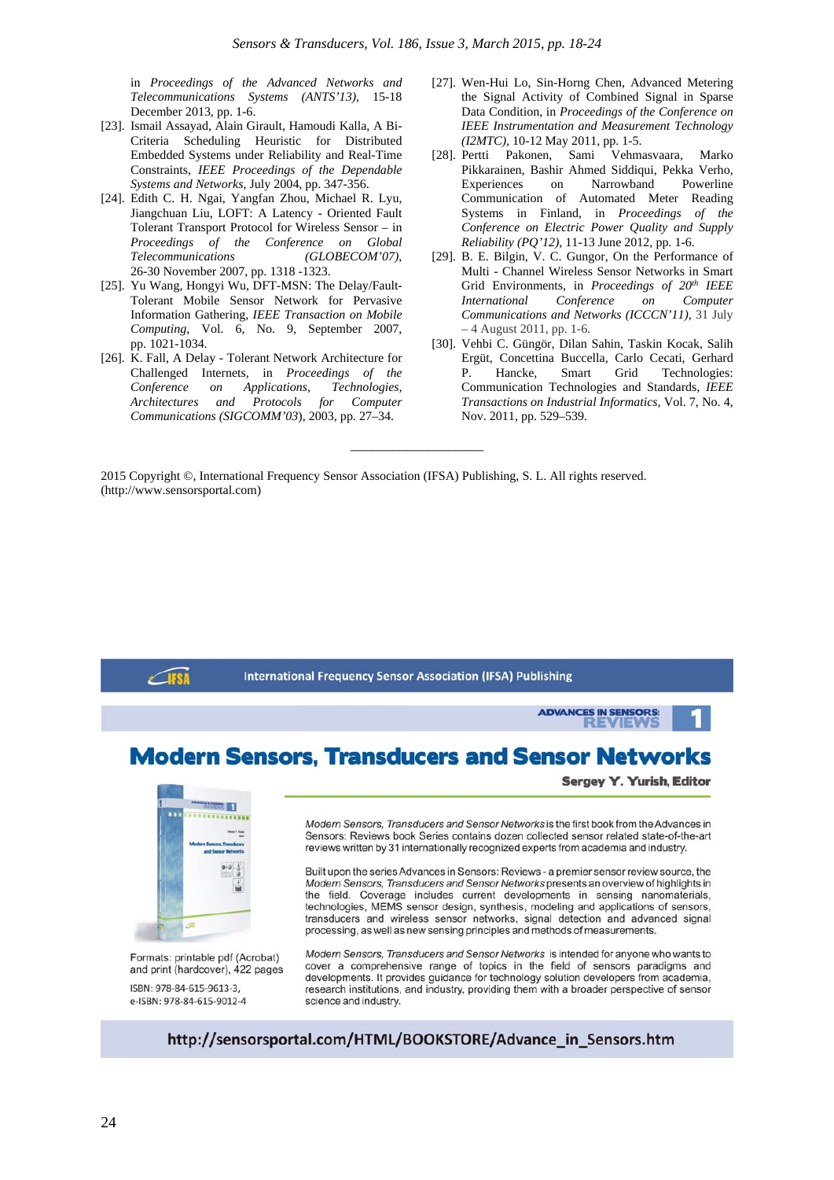in *Proceedings of the Advanced Networks and Telecommunications Systems (ANTS'13)*, 15-18 December 2013, pp. 1-6.

[23]. Ismail Assayad, Alain Girault, Hamoudi Kalla, A Bi-Criteria Scheduling Heuristic for Distributed Embedded Systems under Reliability and Real-Time Constraints, *IEEE Proceedings of the Dependable Systems and Networks*, July 2004, pp. 347-356.

[24]. Edith C. H. Ngai, Yangfan Zhou, Michael R. Lyu, Jiangchuan Liu, LOFT: A Latency - Oriented Fault Tolerant Transport Protocol for Wireless Sensor – in *Proceedings of the Conference on Global Telecommunications (GLOBECOM'07)*, 26-30 November 2007, pp. 1318 -1323.

[25]. Yu Wang, Hongyi Wu, DFT-MSN: The Delay/Fault-Tolerant Mobile Sensor Network for Pervasive Information Gathering, *IEEE Transaction on Mobile Computing*, Vol. 6, No. 9, September 2007, pp. 1021-1034.

[26]. K. Fall, A Delay - Tolerant Network Architecture for Challenged Internets, in *Proceedings of the Conference on Applications, Technologies, Architectures and Protocols for Computer Communications (SIGCOMM'03*), 2003, pp. 27–34.

[27]. Wen-Hui Lo, Sin-Horng Chen, Advanced Metering the Signal Activity of Combined Signal in Sparse Data Condition, in *Proceedings of the Conference on IEEE Instrumentation and Measurement Technology (I2MTC)*, 10-12 May 2011, pp. 1-5.

[28]. Pertti Pakonen, Sami Vehmasvaara, Marko Pikkarainen, Bashir Ahmed Siddiqui, Pekka Verho, Experiences on Narrowband Powerline Communication of Automated Meter Reading Systems in Finland, in *Proceedings of the Conference on Electric Power Quality and Supply Reliability (PQ'12)*, 11-13 June 2012, pp. 1-6.

[29]. B. E. Bilgin, V. C. Gungor, On the Performance of Multi - Channel Wireless Sensor Networks in Smart Grid Environments, in *Proceedings of 20th IEEE International Conference on Computer Communications and Networks (ICCCN'11)*, 31 July – 4 August 2011, pp. 1-6.

[30]. Vehbi C. Güngör, Dilan Sahin, Taskin Kocak, Salih Ergüt, Concettina Buccella, Carlo Cecati, Gerhard P. Hancke, Smart Grid Technologies: Communication Technologies and Standards, *IEEE Transactions on Industrial Informatics*, Vol. 7, No. 4, Nov. 2011, pp. 529–539.

---

2015 Copyright ©, International Frequency Sensor Association (IFSA) Publishing, S. L. All rights reserved. (http://www.sensorsportal.com)

IFSA International Frequency Sensor Association (IFSA) Publishing

ADVANCES IN SENSORS: REVIEWS 1

# Modern Sensors, Transducers and Sensor Networks

**Sergey Y. Yurish, Editor**

*Modern Sensors, Transducers and Sensor Networks* is the first book from the Advances in Sensors: Reviews book Series contains dozen collected sensor related state-of-the-art reviews written by 31 internationally recognized experts from academia and industry.

Built upon the series Advances in Sensors: Reviews - a premier sensor review source, the *Modern Sensors, Transducers and Sensor Networks* presents an overview of highlights in the field. Coverage includes current developments in sensing nanomaterials, technologies, MEMS sensor design, synthesis, modeling and applications of sensors, transducers and wireless sensor networks, signal detection and advanced signal processing, as well as new sensing principles and methods of measurements.

*Modern Sensors, Transducers and Sensor Networks* is intended for anyone who wants to cover a comprehensive range of topics in the field of sensors paradigms and developments. It provides guidance for technology solution developers from academia, research institutions, and industry, providing them with a broader perspective of sensor science and industry.

Formats: printable pdf (Acrobat) and print (hardcover), 422 pages

ISBN: 978-84-615-9613-3,
e-ISBN: 978-84-615-9012-4

**http://sensorsportal.com/HTML/BOOKSTORE/Advance_in_Sensors.htm**